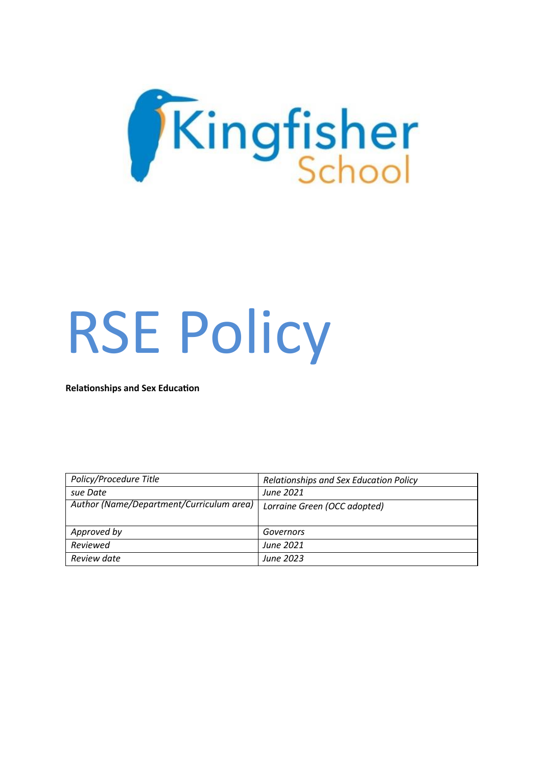Kingfisher School

# RSE Policy

**Relationships and Sex Education**

| Policy/Procedure Title | Relationships and Sex Education Policy |
|---|---|
| sue Date | June 2021 |
| Author (Name/Department/Curriculum area) | Lorraine Green (OCC adopted) |
| Approved by | Governors |
| Reviewed | June 2021 |
| Review date | June 2023 |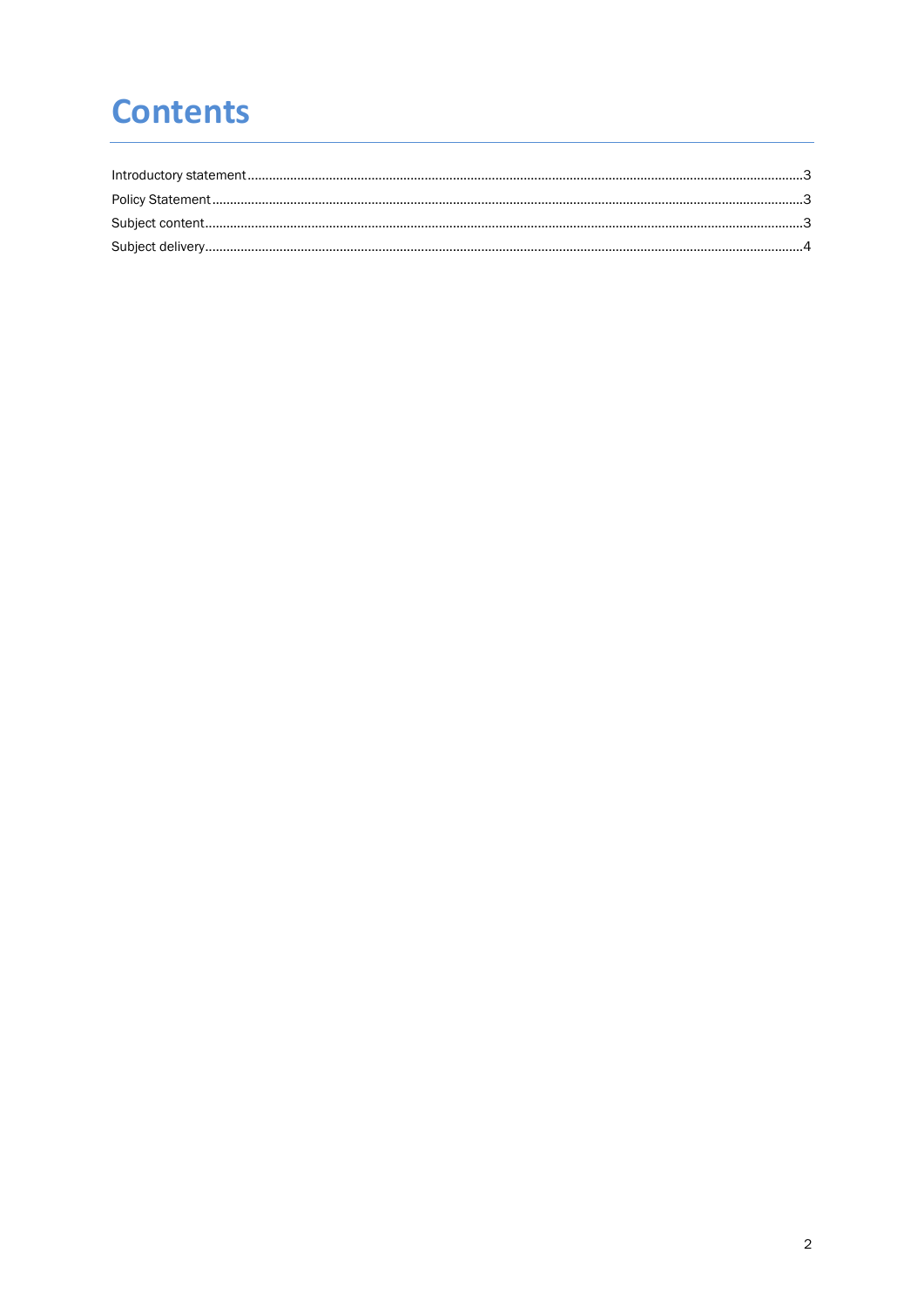# Contents

Introductory statement ..... 3

Policy Statement ..... 3

Subject content ..... 3

Subject delivery ..... 4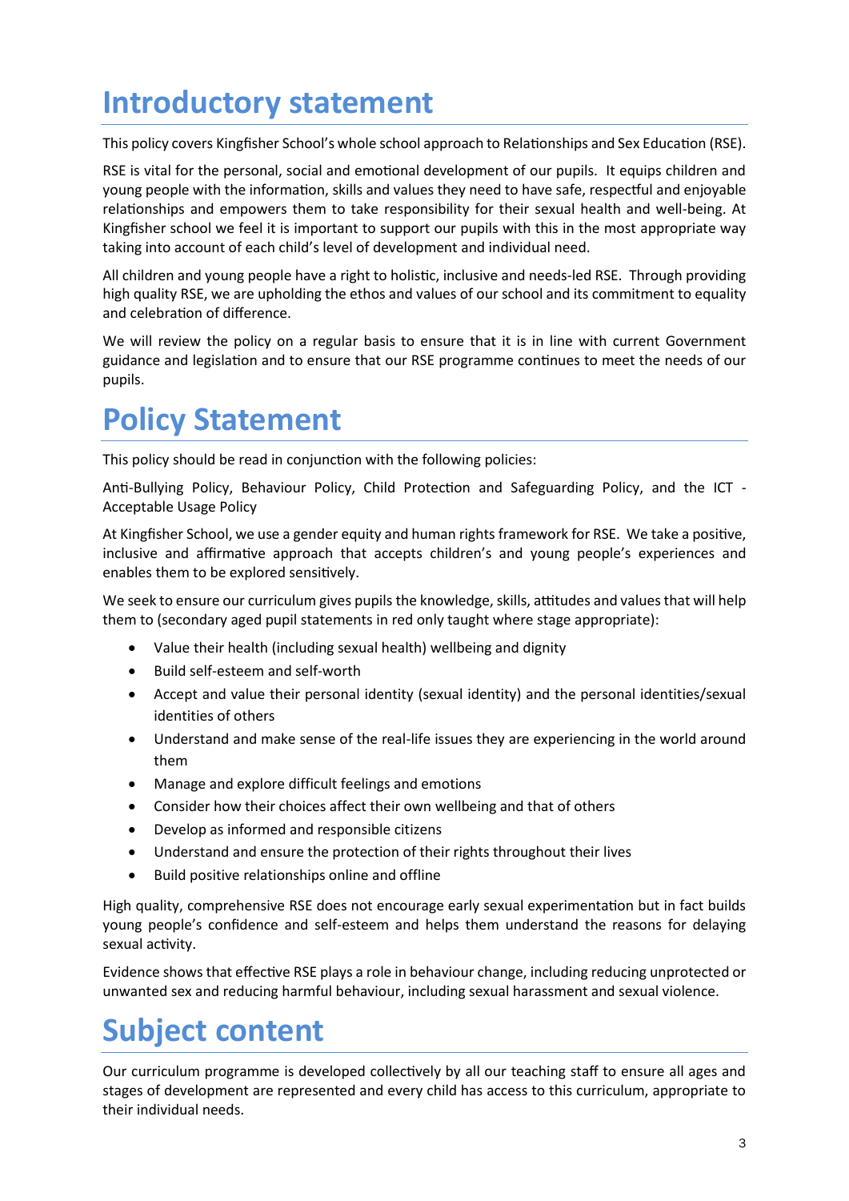# Introductory statement

This policy covers Kingfisher School's whole school approach to Relationships and Sex Education (RSE).

RSE is vital for the personal, social and emotional development of our pupils. It equips children and young people with the information, skills and values they need to have safe, respectful and enjoyable relationships and empowers them to take responsibility for their sexual health and well-being. At Kingfisher school we feel it is important to support our pupils with this in the most appropriate way taking into account of each child's level of development and individual need.

All children and young people have a right to holistic, inclusive and needs-led RSE. Through providing high quality RSE, we are upholding the ethos and values of our school and its commitment to equality and celebration of difference.

We will review the policy on a regular basis to ensure that it is in line with current Government guidance and legislation and to ensure that our RSE programme continues to meet the needs of our pupils.

# Policy Statement

This policy should be read in conjunction with the following policies:

Anti-Bullying Policy, Behaviour Policy, Child Protection and Safeguarding Policy, and the ICT - Acceptable Usage Policy

At Kingfisher School, we use a gender equity and human rights framework for RSE. We take a positive, inclusive and affirmative approach that accepts children's and young people's experiences and enables them to be explored sensitively.

We seek to ensure our curriculum gives pupils the knowledge, skills, attitudes and values that will help them to (secondary aged pupil statements in red only taught where stage appropriate):

- Value their health (including sexual health) wellbeing and dignity
- Build self-esteem and self-worth
- Accept and value their personal identity (sexual identity) and the personal identities/sexual identities of others
- Understand and make sense of the real-life issues they are experiencing in the world around them
- Manage and explore difficult feelings and emotions
- Consider how their choices affect their own wellbeing and that of others
- Develop as informed and responsible citizens
- Understand and ensure the protection of their rights throughout their lives
- Build positive relationships online and offline

High quality, comprehensive RSE does not encourage early sexual experimentation but in fact builds young people's confidence and self-esteem and helps them understand the reasons for delaying sexual activity.

Evidence shows that effective RSE plays a role in behaviour change, including reducing unprotected or unwanted sex and reducing harmful behaviour, including sexual harassment and sexual violence.

# Subject content

Our curriculum programme is developed collectively by all our teaching staff to ensure all ages and stages of development are represented and every child has access to this curriculum, appropriate to their individual needs.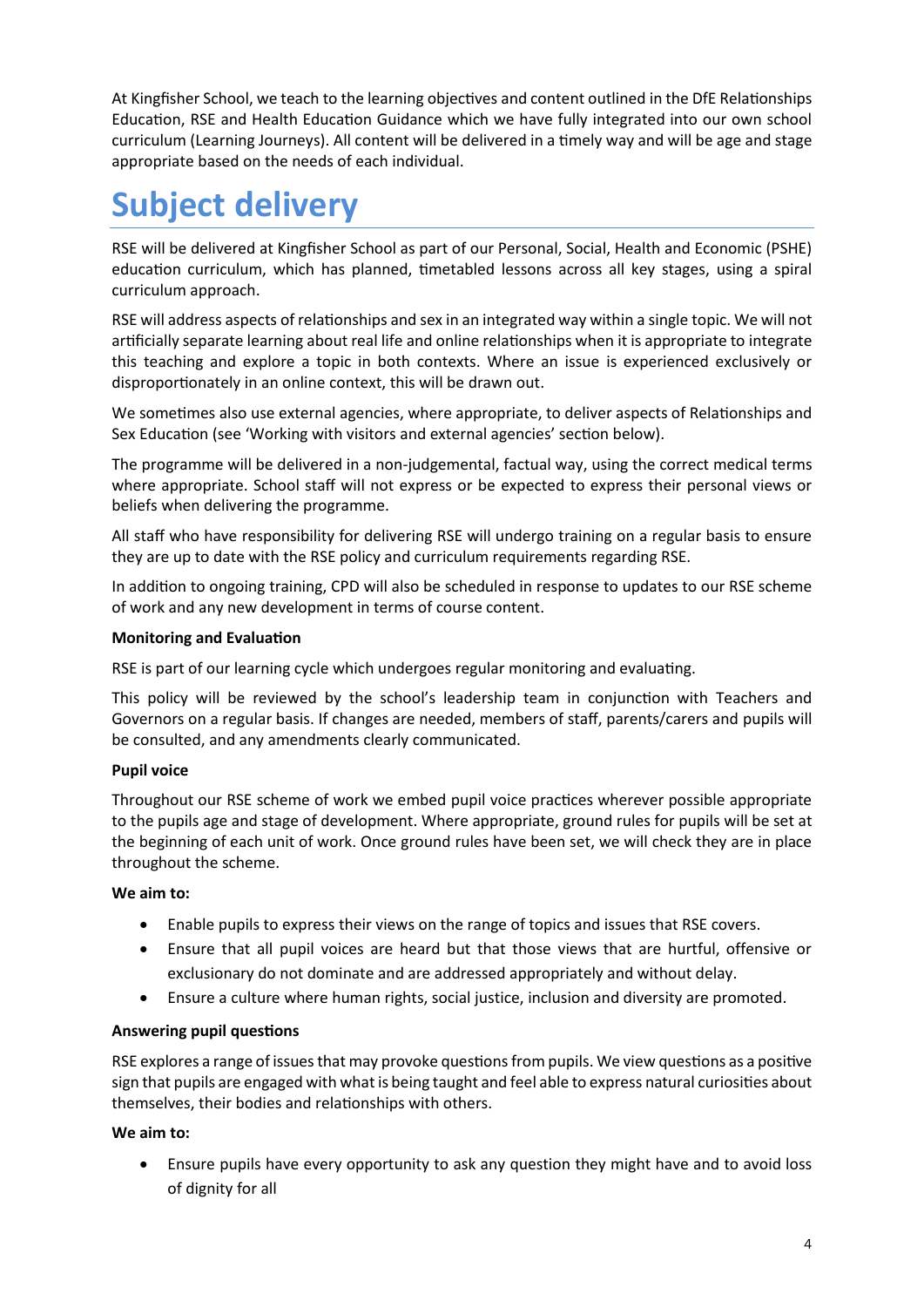At Kingfisher School, we teach to the learning objectives and content outlined in the DfE Relationships Education, RSE and Health Education Guidance which we have fully integrated into our own school curriculum (Learning Journeys). All content will be delivered in a timely way and will be age and stage appropriate based on the needs of each individual.

# Subject delivery

RSE will be delivered at Kingfisher School as part of our Personal, Social, Health and Economic (PSHE) education curriculum, which has planned, timetabled lessons across all key stages, using a spiral curriculum approach.

RSE will address aspects of relationships and sex in an integrated way within a single topic. We will not artificially separate learning about real life and online relationships when it is appropriate to integrate this teaching and explore a topic in both contexts. Where an issue is experienced exclusively or disproportionately in an online context, this will be drawn out.

We sometimes also use external agencies, where appropriate, to deliver aspects of Relationships and Sex Education (see 'Working with visitors and external agencies' section below).

The programme will be delivered in a non-judgemental, factual way, using the correct medical terms where appropriate. School staff will not express or be expected to express their personal views or beliefs when delivering the programme.

All staff who have responsibility for delivering RSE will undergo training on a regular basis to ensure they are up to date with the RSE policy and curriculum requirements regarding RSE.

In addition to ongoing training, CPD will also be scheduled in response to updates to our RSE scheme of work and any new development in terms of course content.

**Monitoring and Evaluation**

RSE is part of our learning cycle which undergoes regular monitoring and evaluating.

This policy will be reviewed by the school's leadership team in conjunction with Teachers and Governors on a regular basis. If changes are needed, members of staff, parents/carers and pupils will be consulted, and any amendments clearly communicated.

**Pupil voice**

Throughout our RSE scheme of work we embed pupil voice practices wherever possible appropriate to the pupils age and stage of development. Where appropriate, ground rules for pupils will be set at the beginning of each unit of work. Once ground rules have been set, we will check they are in place throughout the scheme.

**We aim to:**

- Enable pupils to express their views on the range of topics and issues that RSE covers.
- Ensure that all pupil voices are heard but that those views that are hurtful, offensive or exclusionary do not dominate and are addressed appropriately and without delay.
- Ensure a culture where human rights, social justice, inclusion and diversity are promoted.

**Answering pupil questions**

RSE explores a range of issues that may provoke questions from pupils. We view questions as a positive sign that pupils are engaged with what is being taught and feel able to express natural curiosities about themselves, their bodies and relationships with others.

**We aim to:**

- Ensure pupils have every opportunity to ask any question they might have and to avoid loss of dignity for all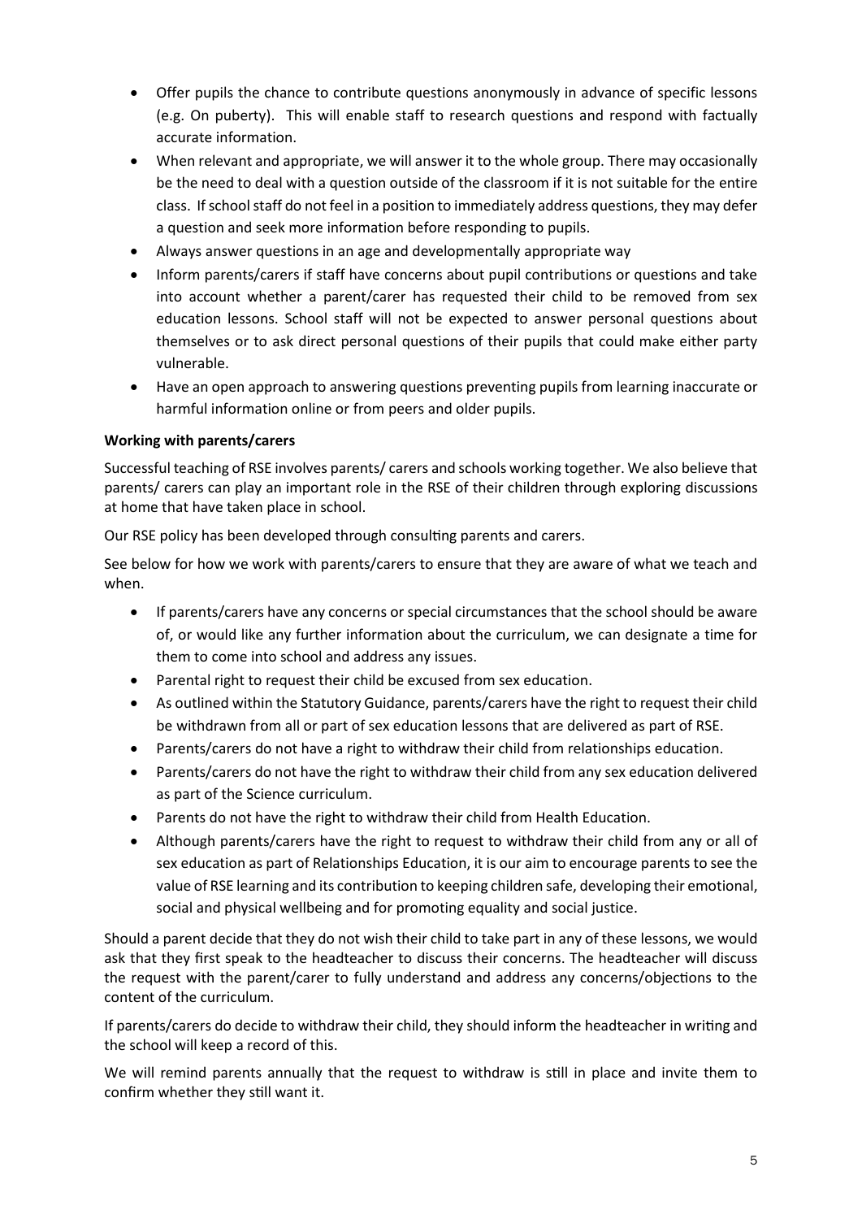- Offer pupils the chance to contribute questions anonymously in advance of specific lessons (e.g. On puberty). This will enable staff to research questions and respond with factually accurate information.
- When relevant and appropriate, we will answer it to the whole group. There may occasionally be the need to deal with a question outside of the classroom if it is not suitable for the entire class. If school staff do not feel in a position to immediately address questions, they may defer a question and seek more information before responding to pupils.
- Always answer questions in an age and developmentally appropriate way
- Inform parents/carers if staff have concerns about pupil contributions or questions and take into account whether a parent/carer has requested their child to be removed from sex education lessons. School staff will not be expected to answer personal questions about themselves or to ask direct personal questions of their pupils that could make either party vulnerable.
- Have an open approach to answering questions preventing pupils from learning inaccurate or harmful information online or from peers and older pupils.

**Working with parents/carers**

Successful teaching of RSE involves parents/ carers and schools working together. We also believe that parents/ carers can play an important role in the RSE of their children through exploring discussions at home that have taken place in school.

Our RSE policy has been developed through consulting parents and carers.

See below for how we work with parents/carers to ensure that they are aware of what we teach and when.

- If parents/carers have any concerns or special circumstances that the school should be aware of, or would like any further information about the curriculum, we can designate a time for them to come into school and address any issues.
- Parental right to request their child be excused from sex education.
- As outlined within the Statutory Guidance, parents/carers have the right to request their child be withdrawn from all or part of sex education lessons that are delivered as part of RSE.
- Parents/carers do not have a right to withdraw their child from relationships education.
- Parents/carers do not have the right to withdraw their child from any sex education delivered as part of the Science curriculum.
- Parents do not have the right to withdraw their child from Health Education.
- Although parents/carers have the right to request to withdraw their child from any or all of sex education as part of Relationships Education, it is our aim to encourage parents to see the value of RSE learning and its contribution to keeping children safe, developing their emotional, social and physical wellbeing and for promoting equality and social justice.

Should a parent decide that they do not wish their child to take part in any of these lessons, we would ask that they first speak to the headteacher to discuss their concerns. The headteacher will discuss the request with the parent/carer to fully understand and address any concerns/objections to the content of the curriculum.

If parents/carers do decide to withdraw their child, they should inform the headteacher in writing and the school will keep a record of this.

We will remind parents annually that the request to withdraw is still in place and invite them to confirm whether they still want it.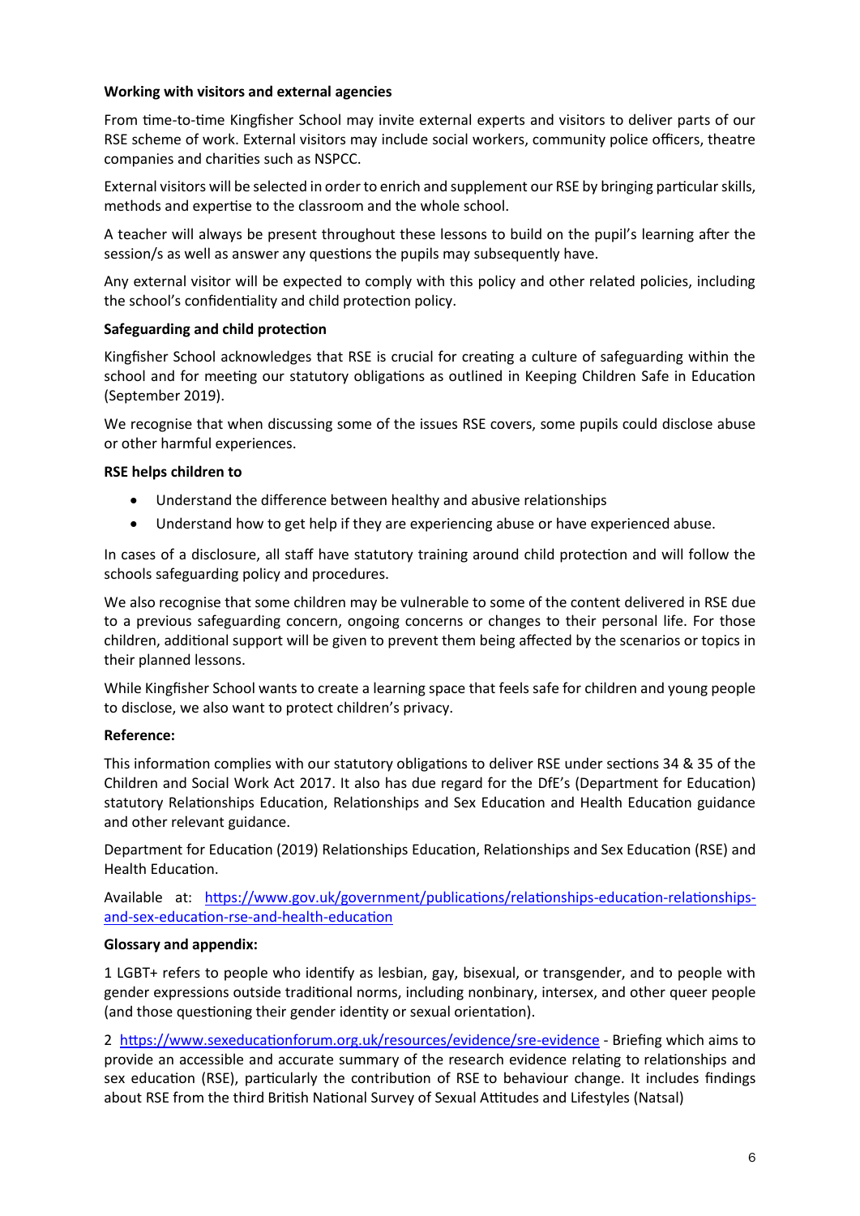**Working with visitors and external agencies**

From time-to-time Kingfisher School may invite external experts and visitors to deliver parts of our RSE scheme of work. External visitors may include social workers, community police officers, theatre companies and charities such as NSPCC.

External visitors will be selected in order to enrich and supplement our RSE by bringing particular skills, methods and expertise to the classroom and the whole school.

A teacher will always be present throughout these lessons to build on the pupil's learning after the session/s as well as answer any questions the pupils may subsequently have.

Any external visitor will be expected to comply with this policy and other related policies, including the school's confidentiality and child protection policy.

**Safeguarding and child protection**

Kingfisher School acknowledges that RSE is crucial for creating a culture of safeguarding within the school and for meeting our statutory obligations as outlined in Keeping Children Safe in Education (September 2019).

We recognise that when discussing some of the issues RSE covers, some pupils could disclose abuse or other harmful experiences.

**RSE helps children to**

- Understand the difference between healthy and abusive relationships
- Understand how to get help if they are experiencing abuse or have experienced abuse.

In cases of a disclosure, all staff have statutory training around child protection and will follow the schools safeguarding policy and procedures.

We also recognise that some children may be vulnerable to some of the content delivered in RSE due to a previous safeguarding concern, ongoing concerns or changes to their personal life. For those children, additional support will be given to prevent them being affected by the scenarios or topics in their planned lessons.

While Kingfisher School wants to create a learning space that feels safe for children and young people to disclose, we also want to protect children's privacy.

**Reference:**

This information complies with our statutory obligations to deliver RSE under sections 34 & 35 of the Children and Social Work Act 2017. It also has due regard for the DfE's (Department for Education) statutory Relationships Education, Relationships and Sex Education and Health Education guidance and other relevant guidance.

Department for Education (2019) Relationships Education, Relationships and Sex Education (RSE) and Health Education.

Available at: [https://www.gov.uk/government/publications/relationships-education-relationships-and-sex-education-rse-and-health-education](https://www.gov.uk/government/publications/relationships-education-relationships-and-sex-education-rse-and-health-education)

**Glossary and appendix:**

1 LGBT+ refers to people who identify as lesbian, gay, bisexual, or transgender, and to people with gender expressions outside traditional norms, including nonbinary, intersex, and other queer people (and those questioning their gender identity or sexual orientation).

2 [https://www.sexeducationforum.org.uk/resources/evidence/sre-evidence](https://www.sexeducationforum.org.uk/resources/evidence/sre-evidence) - Briefing which aims to provide an accessible and accurate summary of the research evidence relating to relationships and sex education (RSE), particularly the contribution of RSE to behaviour change. It includes findings about RSE from the third British National Survey of Sexual Attitudes and Lifestyles (Natsal)